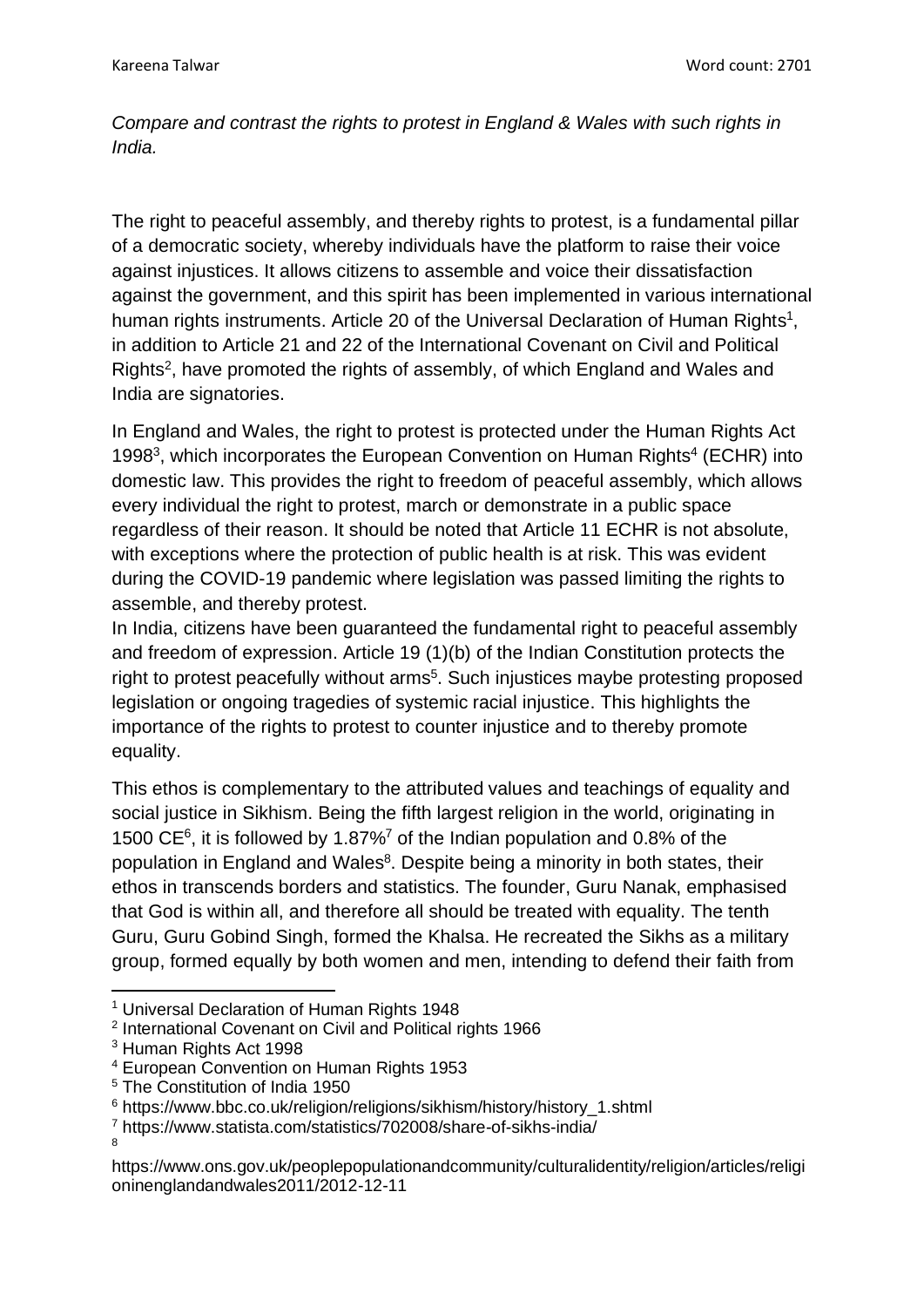*Compare and contrast the rights to protest in England & Wales with such rights in India.*

The right to peaceful assembly, and thereby rights to protest, is a fundamental pillar of a democratic society, whereby individuals have the platform to raise their voice against injustices. It allows citizens to assemble and voice their dissatisfaction against the government, and this spirit has been implemented in various international human rights instruments. Article 20 of the Universal Declaration of Human Rights[1], in addition to Article 21 and 22 of the International Covenant on Civil and Political Rights[2], have promoted the rights of assembly, of which England and Wales and India are signatories.

In England and Wales, the right to protest is protected under the Human Rights Act 1998[3], which incorporates the European Convention on Human Rights[4] (ECHR) into domestic law. This provides the right to freedom of peaceful assembly, which allows every individual the right to protest, march or demonstrate in a public space regardless of their reason. It should be noted that Article 11 ECHR is not absolute, with exceptions where the protection of public health is at risk. This was evident during the COVID-19 pandemic where legislation was passed limiting the rights to assemble, and thereby protest.

In India, citizens have been guaranteed the fundamental right to peaceful assembly and freedom of expression. Article 19 (1)(b) of the Indian Constitution protects the right to protest peacefully without arms[5]. Such injustices maybe protesting proposed legislation or ongoing tragedies of systemic racial injustice. This highlights the importance of the rights to protest to counter injustice and to thereby promote equality.

This ethos is complementary to the attributed values and teachings of equality and social justice in Sikhism. Being the fifth largest religion in the world, originating in 1500 CE[6], it is followed by 1.87%[7] of the Indian population and 0.8% of the population in England and Wales[8]. Despite being a minority in both states, their ethos in transcends borders and statistics. The founder, Guru Nanak, emphasised that God is within all, and therefore all should be treated with equality. The tenth Guru, Guru Gobind Singh, formed the Khalsa. He recreated the Sikhs as a military group, formed equally by both women and men, intending to defend their faith from

---

[1] Universal Declaration of Human Rights 1948

[2] International Covenant on Civil and Political rights 1966

[3] Human Rights Act 1998

[4] European Convention on Human Rights 1953

[5] The Constitution of India 1950

[6] https://www.bbc.co.uk/religion/religions/sikhism/history/history_1.shtml

[7] https://www.statista.com/statistics/702008/share-of-sikhs-india/

[8] https://www.ons.gov.uk/peoplepopulationandcommunity/culturalidentity/religion/articles/religioninenglandandwales2011/2012-12-11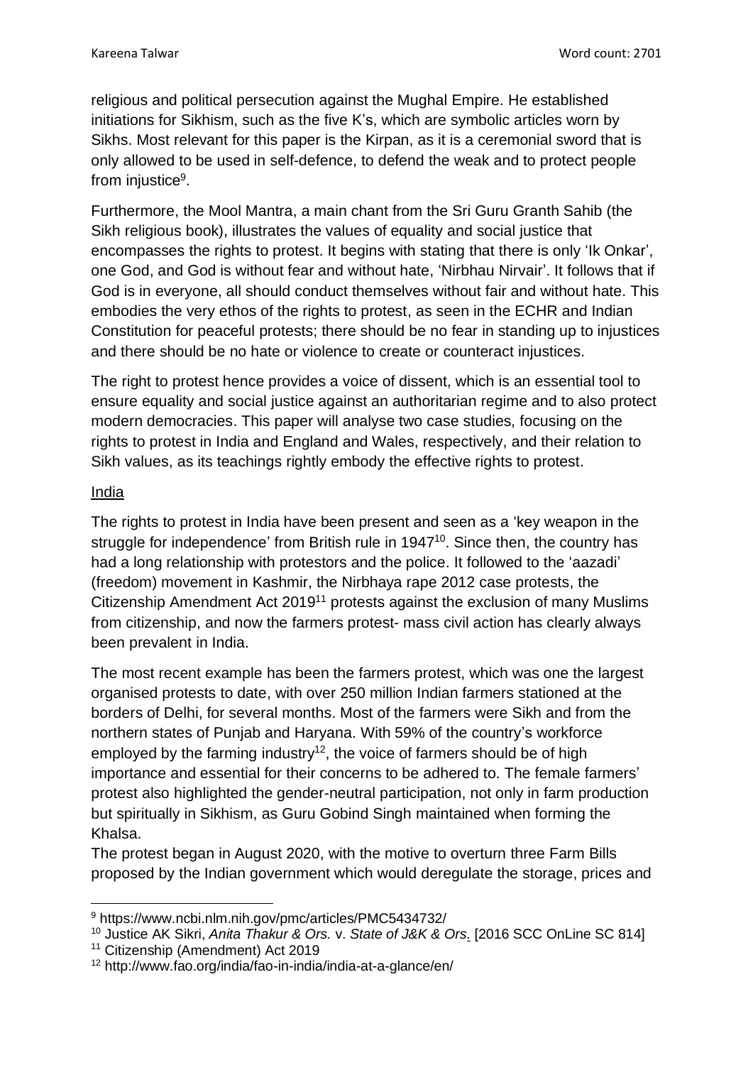religious and political persecution against the Mughal Empire. He established initiations for Sikhism, such as the five K's, which are symbolic articles worn by Sikhs. Most relevant for this paper is the Kirpan, as it is a ceremonial sword that is only allowed to be used in self-defence, to defend the weak and to protect people from injustice[9].

Furthermore, the Mool Mantra, a main chant from the Sri Guru Granth Sahib (the Sikh religious book), illustrates the values of equality and social justice that encompasses the rights to protest. It begins with stating that there is only 'Ik Onkar', one God, and God is without fear and without hate, 'Nirbhau Nirvair'. It follows that if God is in everyone, all should conduct themselves without fair and without hate. This embodies the very ethos of the rights to protest, as seen in the ECHR and Indian Constitution for peaceful protests; there should be no fear in standing up to injustices and there should be no hate or violence to create or counteract injustices.

The right to protest hence provides a voice of dissent, which is an essential tool to ensure equality and social justice against an authoritarian regime and to also protect modern democracies. This paper will analyse two case studies, focusing on the rights to protest in India and England and Wales, respectively, and their relation to Sikh values, as its teachings rightly embody the effective rights to protest.

<u>India</u>

The rights to protest in India have been present and seen as a 'key weapon in the struggle for independence' from British rule in 1947[10]. Since then, the country has had a long relationship with protestors and the police. It followed to the 'aazadi' (freedom) movement in Kashmir, the Nirbhaya rape 2012 case protests, the Citizenship Amendment Act 2019[11] protests against the exclusion of many Muslims from citizenship, and now the farmers protest- mass civil action has clearly always been prevalent in India.

The most recent example has been the farmers protest, which was one the largest organised protests to date, with over 250 million Indian farmers stationed at the borders of Delhi, for several months. Most of the farmers were Sikh and from the northern states of Punjab and Haryana. With 59% of the country's workforce employed by the farming industry[12], the voice of farmers should be of high importance and essential for their concerns to be adhered to. The female farmers' protest also highlighted the gender-neutral participation, not only in farm production but spiritually in Sikhism, as Guru Gobind Singh maintained when forming the Khalsa.
The protest began in August 2020, with the motive to overturn three Farm Bills proposed by the Indian government which would deregulate the storage, prices and

---

[9] https://www.ncbi.nlm.nih.gov/pmc/articles/PMC5434732/

[10] Justice AK Sikri, *Anita Thakur & Ors.* v. *State of J&K & Ors.* [2016 SCC OnLine SC 814]

[11] Citizenship (Amendment) Act 2019

[12] http://www.fao.org/india/fao-in-india/india-at-a-glance/en/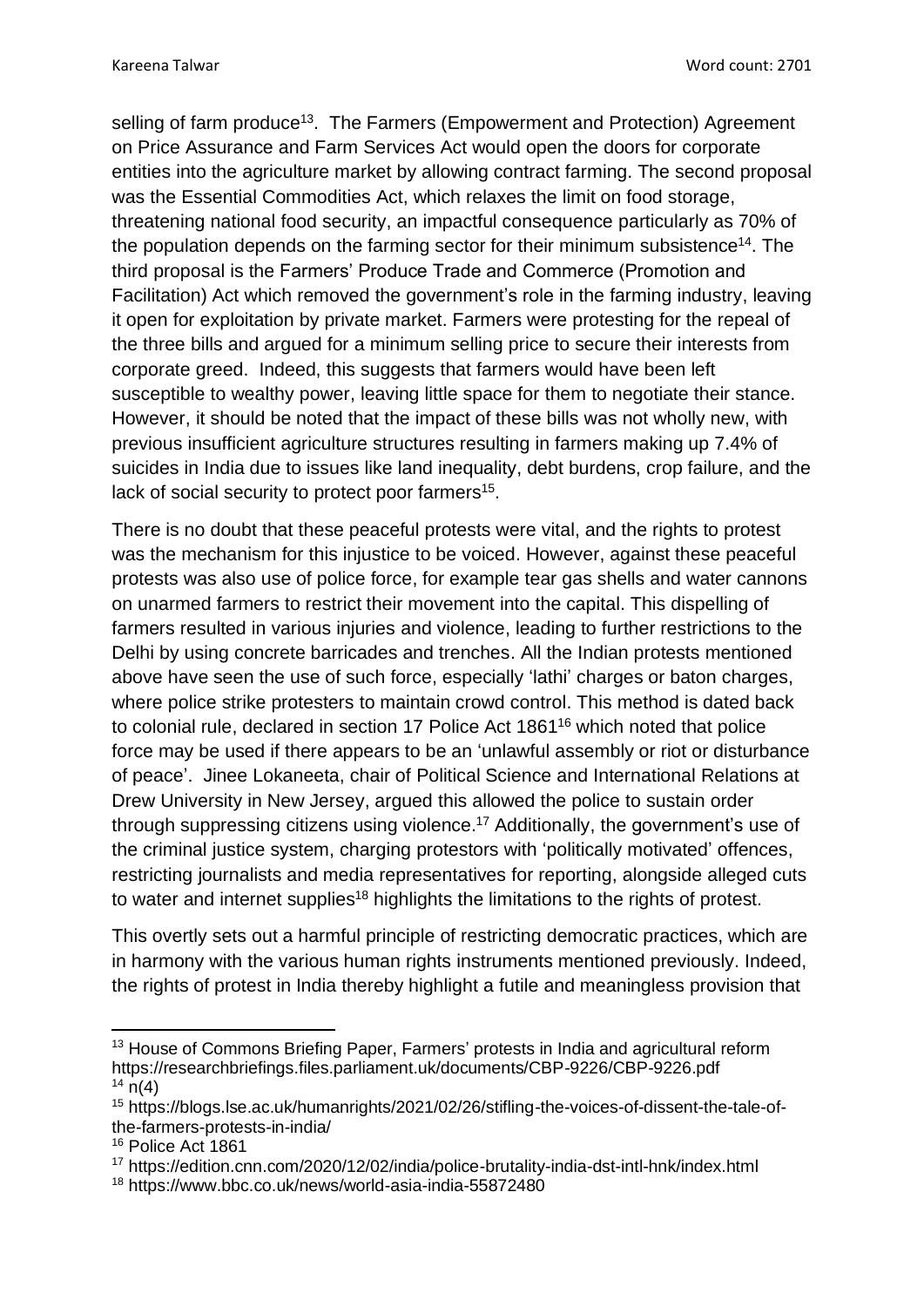selling of farm produce[13]. The Farmers (Empowerment and Protection) Agreement on Price Assurance and Farm Services Act would open the doors for corporate entities into the agriculture market by allowing contract farming. The second proposal was the Essential Commodities Act, which relaxes the limit on food storage, threatening national food security, an impactful consequence particularly as 70% of the population depends on the farming sector for their minimum subsistence[14]. The third proposal is the Farmers' Produce Trade and Commerce (Promotion and Facilitation) Act which removed the government's role in the farming industry, leaving it open for exploitation by private market. Farmers were protesting for the repeal of the three bills and argued for a minimum selling price to secure their interests from corporate greed. Indeed, this suggests that farmers would have been left susceptible to wealthy power, leaving little space for them to negotiate their stance. However, it should be noted that the impact of these bills was not wholly new, with previous insufficient agriculture structures resulting in farmers making up 7.4% of suicides in India due to issues like land inequality, debt burdens, crop failure, and the lack of social security to protect poor farmers[15].

There is no doubt that these peaceful protests were vital, and the rights to protest was the mechanism for this injustice to be voiced. However, against these peaceful protests was also use of police force, for example tear gas shells and water cannons on unarmed farmers to restrict their movement into the capital. This dispelling of farmers resulted in various injuries and violence, leading to further restrictions to the Delhi by using concrete barricades and trenches. All the Indian protests mentioned above have seen the use of such force, especially 'lathi' charges or baton charges, where police strike protesters to maintain crowd control. This method is dated back to colonial rule, declared in section 17 Police Act 1861[16] which noted that police force may be used if there appears to be an 'unlawful assembly or riot or disturbance of peace'. Jinee Lokaneeta, chair of Political Science and International Relations at Drew University in New Jersey, argued this allowed the police to sustain order through suppressing citizens using violence.[17] Additionally, the government's use of the criminal justice system, charging protestors with 'politically motivated' offences, restricting journalists and media representatives for reporting, alongside alleged cuts to water and internet supplies[18] highlights the limitations to the rights of protest.

This overtly sets out a harmful principle of restricting democratic practices, which are in harmony with the various human rights instruments mentioned previously. Indeed, the rights of protest in India thereby highlight a futile and meaningless provision that

---

[13] House of Commons Briefing Paper, Farmers' protests in India and agricultural reform https://researchbriefings.files.parliament.uk/documents/CBP-9226/CBP-9226.pdf

[14] n(4)

[15] https://blogs.lse.ac.uk/humanrights/2021/02/26/stifling-the-voices-of-dissent-the-tale-of-the-farmers-protests-in-india/

[16] Police Act 1861

[17] https://edition.cnn.com/2020/12/02/india/police-brutality-india-dst-intl-hnk/index.html

[18] https://www.bbc.co.uk/news/world-asia-india-55872480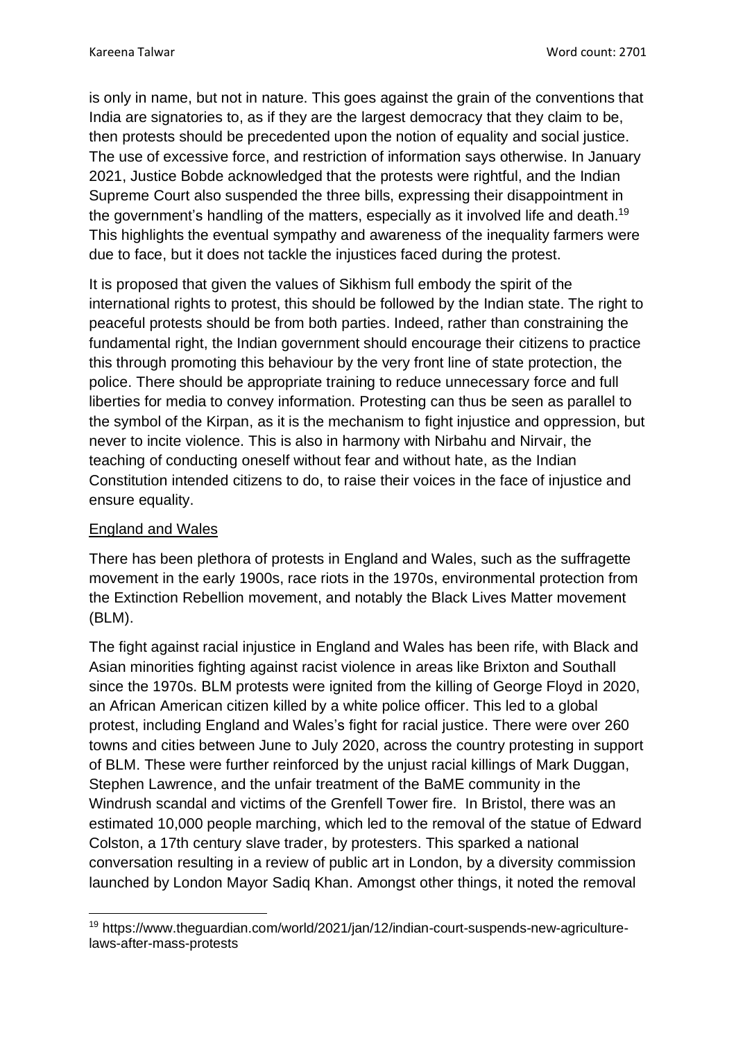is only in name, but not in nature. This goes against the grain of the conventions that India are signatories to, as if they are the largest democracy that they claim to be, then protests should be precedented upon the notion of equality and social justice. The use of excessive force, and restriction of information says otherwise. In January 2021, Justice Bobde acknowledged that the protests were rightful, and the Indian Supreme Court also suspended the three bills, expressing their disappointment in the government's handling of the matters, especially as it involved life and death.[19] This highlights the eventual sympathy and awareness of the inequality farmers were due to face, but it does not tackle the injustices faced during the protest.

It is proposed that given the values of Sikhism full embody the spirit of the international rights to protest, this should be followed by the Indian state. The right to peaceful protests should be from both parties. Indeed, rather than constraining the fundamental right, the Indian government should encourage their citizens to practice this through promoting this behaviour by the very front line of state protection, the police. There should be appropriate training to reduce unnecessary force and full liberties for media to convey information. Protesting can thus be seen as parallel to the symbol of the Kirpan, as it is the mechanism to fight injustice and oppression, but never to incite violence. This is also in harmony with Nirbahu and Nirvair, the teaching of conducting oneself without fear and without hate, as the Indian Constitution intended citizens to do, to raise their voices in the face of injustice and ensure equality.

## England and Wales

There has been plethora of protests in England and Wales, such as the suffragette movement in the early 1900s, race riots in the 1970s, environmental protection from the Extinction Rebellion movement, and notably the Black Lives Matter movement (BLM).

The fight against racial injustice in England and Wales has been rife, with Black and Asian minorities fighting against racist violence in areas like Brixton and Southall since the 1970s. BLM protests were ignited from the killing of George Floyd in 2020, an African American citizen killed by a white police officer. This led to a global protest, including England and Wales's fight for racial justice. There were over 260 towns and cities between June to July 2020, across the country protesting in support of BLM. These were further reinforced by the unjust racial killings of Mark Duggan, Stephen Lawrence, and the unfair treatment of the BaME community in the Windrush scandal and victims of the Grenfell Tower fire. In Bristol, there was an estimated 10,000 people marching, which led to the removal of the statue of Edward Colston, a 17th century slave trader, by protesters. This sparked a national conversation resulting in a review of public art in London, by a diversity commission launched by London Mayor Sadiq Khan. Amongst other things, it noted the removal

[19] https://www.theguardian.com/world/2021/jan/12/indian-court-suspends-new-agriculture-laws-after-mass-protests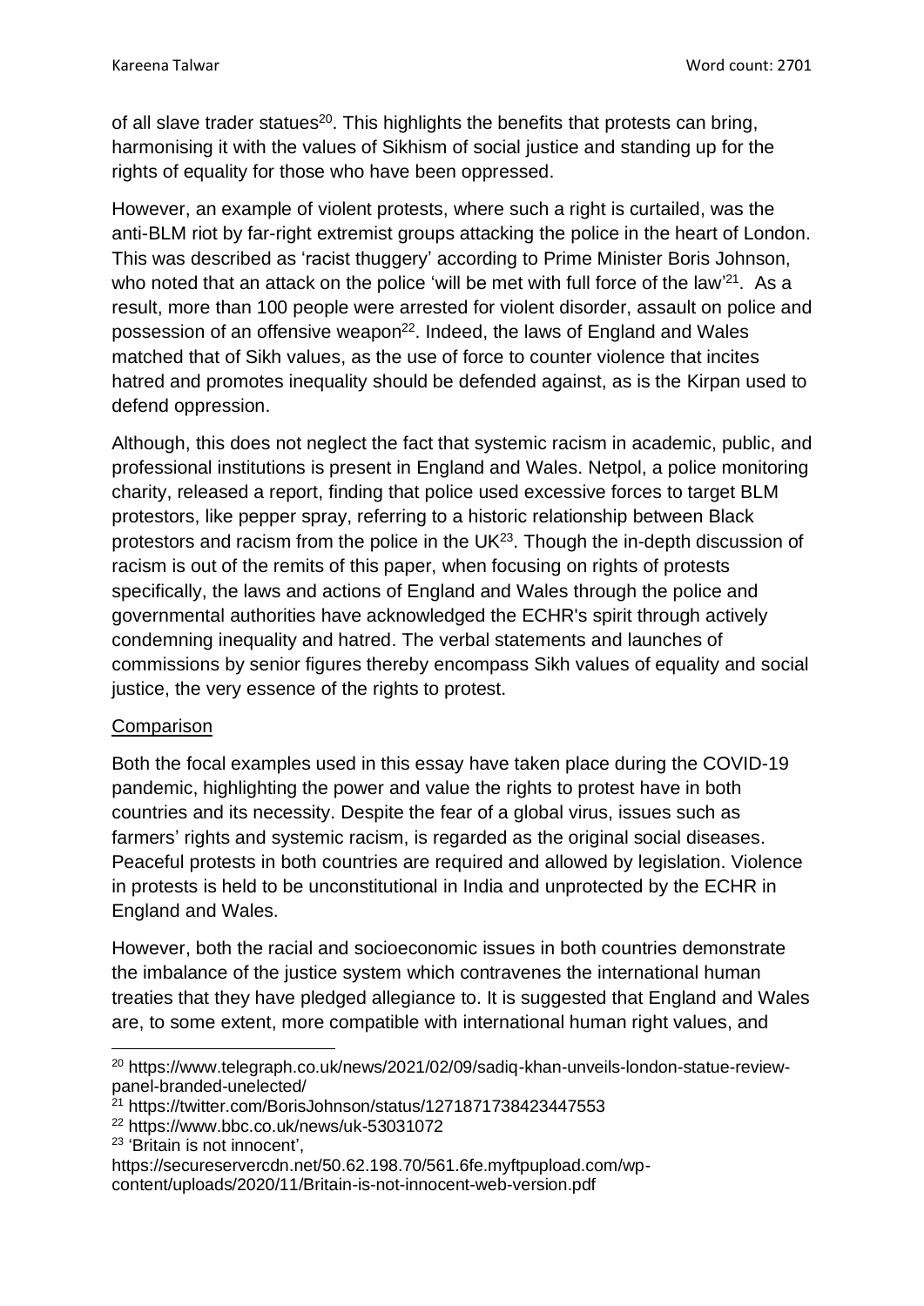of all slave trader statues[20]. This highlights the benefits that protests can bring, harmonising it with the values of Sikhism of social justice and standing up for the rights of equality for those who have been oppressed.

However, an example of violent protests, where such a right is curtailed, was the anti-BLM riot by far-right extremist groups attacking the police in the heart of London. This was described as 'racist thuggery' according to Prime Minister Boris Johnson, who noted that an attack on the police 'will be met with full force of the law'[21]. As a result, more than 100 people were arrested for violent disorder, assault on police and possession of an offensive weapon[22]. Indeed, the laws of England and Wales matched that of Sikh values, as the use of force to counter violence that incites hatred and promotes inequality should be defended against, as is the Kirpan used to defend oppression.

Although, this does not neglect the fact that systemic racism in academic, public, and professional institutions is present in England and Wales. Netpol, a police monitoring charity, released a report, finding that police used excessive forces to target BLM protestors, like pepper spray, referring to a historic relationship between Black protestors and racism from the police in the UK[23]. Though the in-depth discussion of racism is out of the remits of this paper, when focusing on rights of protests specifically, the laws and actions of England and Wales through the police and governmental authorities have acknowledged the ECHR's spirit through actively condemning inequality and hatred. The verbal statements and launches of commissions by senior figures thereby encompass Sikh values of equality and social justice, the very essence of the rights to protest.

<u>Comparison</u>

Both the focal examples used in this essay have taken place during the COVID-19 pandemic, highlighting the power and value the rights to protest have in both countries and its necessity. Despite the fear of a global virus, issues such as farmers' rights and systemic racism, is regarded as the original social diseases. Peaceful protests in both countries are required and allowed by legislation. Violence in protests is held to be unconstitutional in India and unprotected by the ECHR in England and Wales.

However, both the racial and socioeconomic issues in both countries demonstrate the imbalance of the justice system which contravenes the international human treaties that they have pledged allegiance to. It is suggested that England and Wales are, to some extent, more compatible with international human right values, and

---

[20] https://www.telegraph.co.uk/news/2021/02/09/sadiq-khan-unveils-london-statue-review-panel-branded-unelected/

[21] https://twitter.com/BorisJohnson/status/1271871738423447553

[22] https://www.bbc.co.uk/news/uk-53031072

[23] 'Britain is not innocent', https://secureservercdn.net/50.62.198.70/561.6fe.myftpupload.com/wp-content/uploads/2020/11/Britain-is-not-innocent-web-version.pdf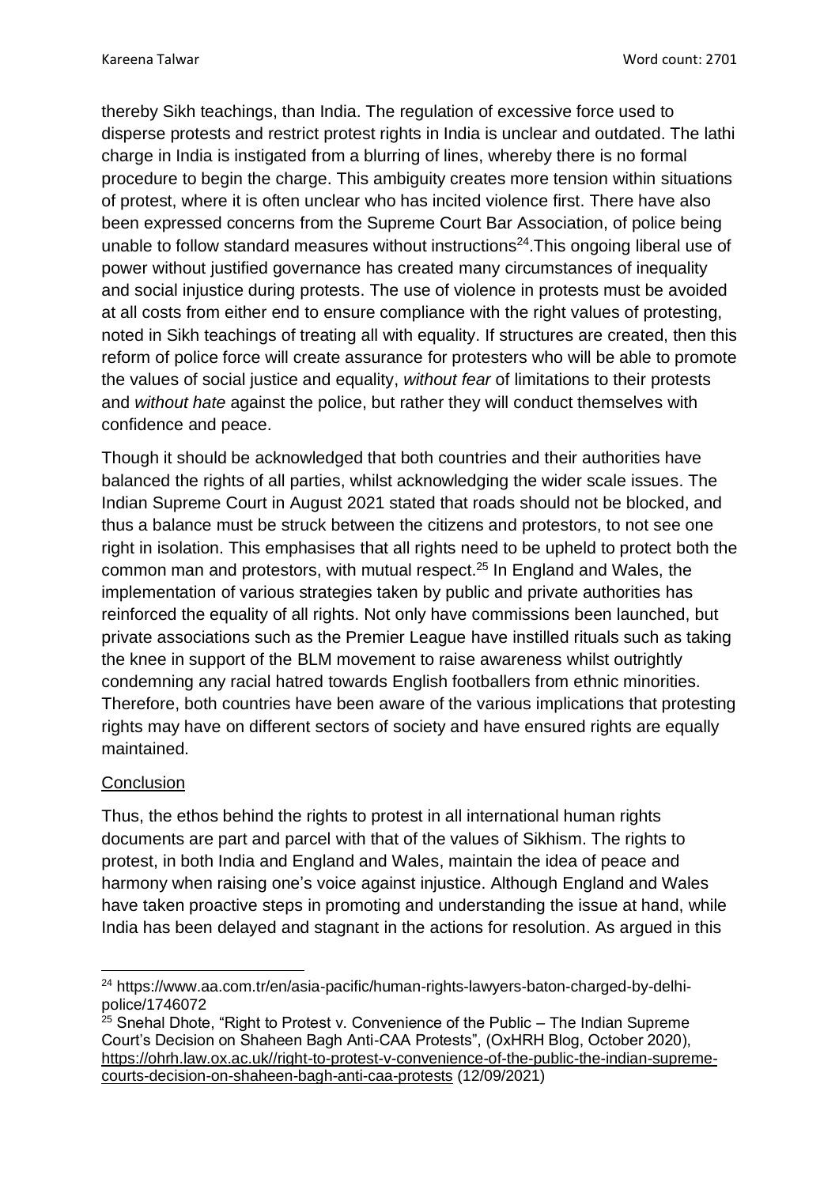thereby Sikh teachings, than India. The regulation of excessive force used to disperse protests and restrict protest rights in India is unclear and outdated. The lathi charge in India is instigated from a blurring of lines, whereby there is no formal procedure to begin the charge. This ambiguity creates more tension within situations of protest, where it is often unclear who has incited violence first. There have also been expressed concerns from the Supreme Court Bar Association, of police being unable to follow standard measures without instructions[24].This ongoing liberal use of power without justified governance has created many circumstances of inequality and social injustice during protests. The use of violence in protests must be avoided at all costs from either end to ensure compliance with the right values of protesting, noted in Sikh teachings of treating all with equality. If structures are created, then this reform of police force will create assurance for protesters who will be able to promote the values of social justice and equality, *without fear* of limitations to their protests and *without hate* against the police, but rather they will conduct themselves with confidence and peace.

Though it should be acknowledged that both countries and their authorities have balanced the rights of all parties, whilst acknowledging the wider scale issues. The Indian Supreme Court in August 2021 stated that roads should not be blocked, and thus a balance must be struck between the citizens and protestors, to not see one right in isolation. This emphasises that all rights need to be upheld to protect both the common man and protestors, with mutual respect.[25] In England and Wales, the implementation of various strategies taken by public and private authorities has reinforced the equality of all rights. Not only have commissions been launched, but private associations such as the Premier League have instilled rituals such as taking the knee in support of the BLM movement to raise awareness whilst outrightly condemning any racial hatred towards English footballers from ethnic minorities. Therefore, both countries have been aware of the various implications that protesting rights may have on different sectors of society and have ensured rights are equally maintained.

## Conclusion

Thus, the ethos behind the rights to protest in all international human rights documents are part and parcel with that of the values of Sikhism. The rights to protest, in both India and England and Wales, maintain the idea of peace and harmony when raising one's voice against injustice. Although England and Wales have taken proactive steps in promoting and understanding the issue at hand, while India has been delayed and stagnant in the actions for resolution. As argued in this

---

[24] https://www.aa.com.tr/en/asia-pacific/human-rights-lawyers-baton-charged-by-delhi-police/1746072

[25] Snehal Dhote, "Right to Protest v. Convenience of the Public – The Indian Supreme Court's Decision on Shaheen Bagh Anti-CAA Protests", (OxHRH Blog, October 2020), https://ohrh.law.ox.ac.uk//right-to-protest-v-convenience-of-the-public-the-indian-supreme-courts-decision-on-shaheen-bagh-anti-caa-protests (12/09/2021)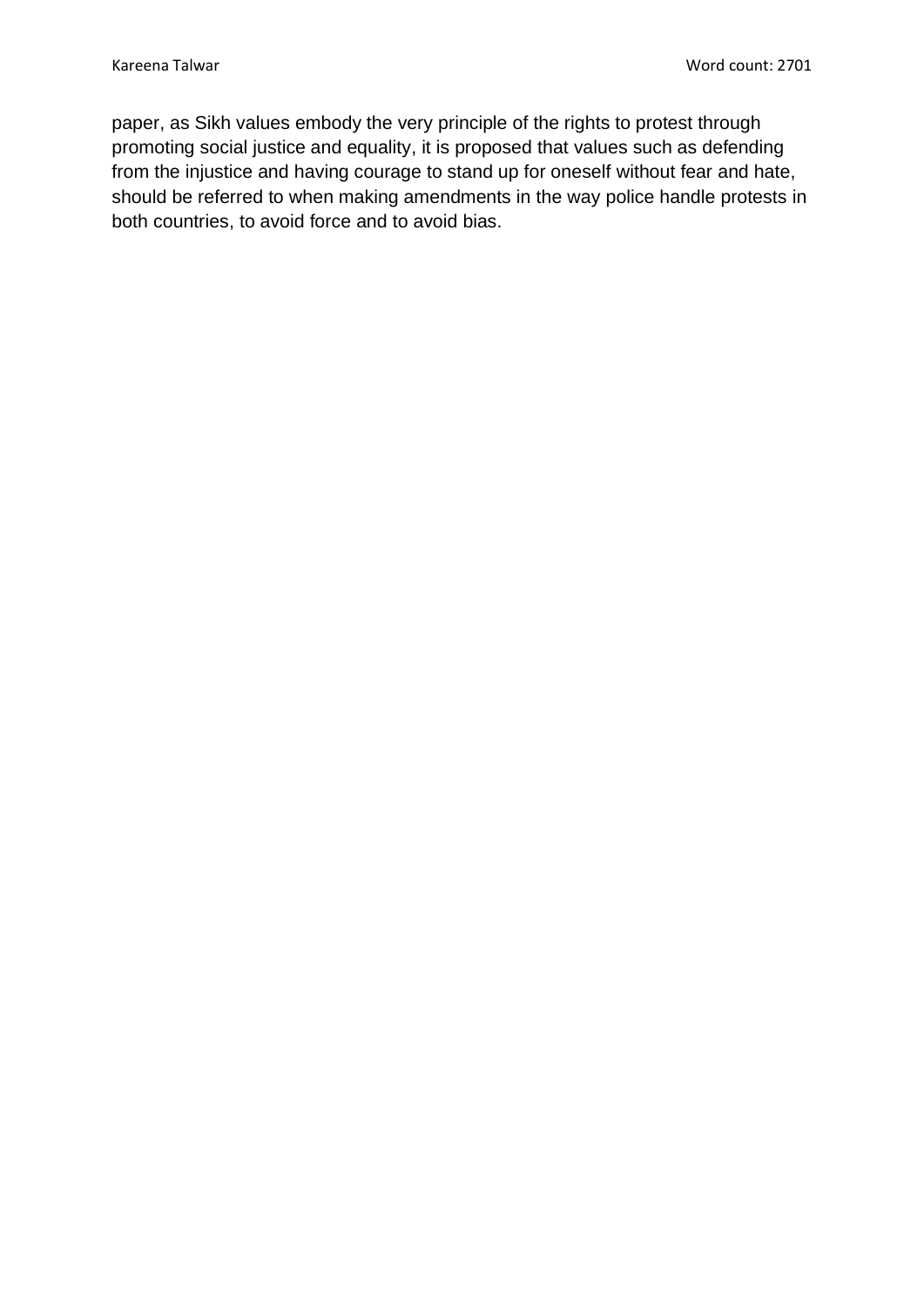paper, as Sikh values embody the very principle of the rights to protest through promoting social justice and equality, it is proposed that values such as defending from the injustice and having courage to stand up for oneself without fear and hate, should be referred to when making amendments in the way police handle protests in both countries, to avoid force and to avoid bias.